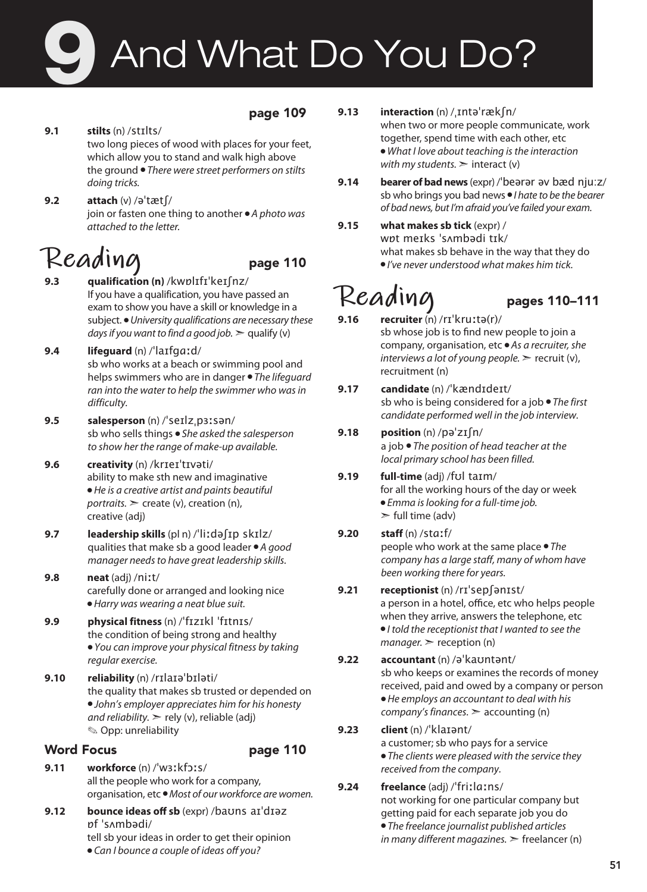# 9 And What Do You Do?

**page 109**

**9.1** **stilts** (n) /stɪlts/
two long pieces of wood with places for your feet, which allow you to stand and walk high above the ground • *There were street performers on stilts doing tricks.*

**9.2** **attach** (v) /əˈtætʃ/
join or fasten one thing to another • *A photo was attached to the letter.*

## Reading — page 110

**9.3** **qualification (n)** /kwɒlɪfɪˈkeɪʃnz/
If you have a qualification, you have passed an exam to show you have a skill or knowledge in a subject. • *University qualifications are necessary these days if you want to find a good job.* ➢ qualify (v)

**9.4** **lifeguard** (n) /ˈlaɪfgɑːd/
sb who works at a beach or swimming pool and helps swimmers who are in danger • *The lifeguard ran into the water to help the swimmer who was in difficulty.*

**9.5** **salesperson** (n) /ˈseɪlzˌpɜːsən/
sb who sells things • *She asked the salesperson to show her the range of make-up available.*

**9.6** **creativity** (n) /krɪeɪˈtɪvəti/
ability to make sth new and imaginative • *He is a creative artist and paints beautiful portraits.* ➢ create (v), creation (n), creative (adj)

**9.7** **leadership skills** (pl n) /ˈliːdəʃɪp skɪlz/
qualities that make sb a good leader • *A good manager needs to have great leadership skills.*

**9.8** **neat** (adj) /niːt/
carefully done or arranged and looking nice • *Harry was wearing a neat blue suit.*

**9.9** **physical fitness** (n) /ˈfɪzɪkl ˈfɪtnɪs/
the condition of being strong and healthy • *You can improve your physical fitness by taking regular exercise.*

**9.10** **reliability** (n) /rɪlaɪəˈbɪləti/
the quality that makes sb trusted or depended on • *John's employer appreciates him for his honesty and reliability.* ➢ rely (v), reliable (adj)
✎ Opp: unreliability

### Word Focus — page 110

**9.11** **workforce** (n) /ˈwɜːkfɔːs/
all the people who work for a company, organisation, etc • *Most of our workforce are women.*

**9.12** **bounce ideas off sb** (expr) /baʊns aɪˈdɪəz ɒf ˈsʌmbədi/
tell sb your ideas in order to get their opinion • *Can I bounce a couple of ideas off you?*

**9.13** **interaction** (n) /ˌɪntəˈrækʃn/
when two or more people communicate, work together, spend time with each other, etc • *What I love about teaching is the interaction with my students.* ➢ interact (v)

**9.14** **bearer of bad news** (expr) /ˈbeərər əv bæd njuːz/
sb who brings you bad news • *I hate to be the bearer of bad news, but I'm afraid you've failed your exam.*

**9.15** **what makes sb tick** (expr) /wɒt meɪks ˈsʌmbədi tɪk/
what makes sb behave in the way that they do • *I've never understood what makes him tick.*

## Reading — pages 110–111

**9.16** **recruiter** (n) /rɪˈkruːtə(r)/
sb whose job is to find new people to join a company, organisation, etc • *As a recruiter, she interviews a lot of young people.* ➢ recruit (v), recruitment (n)

**9.17** **candidate** (n) /ˈkændɪdeɪt/
sb who is being considered for a job • *The first candidate performed well in the job interview.*

**9.18** **position** (n) /pəˈzɪʃn/
a job • *The position of head teacher at the local primary school has been filled.*

**9.19** **full-time** (adj) /fʊl taɪm/
for all the working hours of the day or week • *Emma is looking for a full-time job.* ➢ full time (adv)

**9.20** **staff** (n) /stɑːf/
people who work at the same place • *The company has a large staff, many of whom have been working there for years.*

**9.21** **receptionist** (n) /rɪˈsepʃənɪst/
a person in a hotel, office, etc who helps people when they arrive, answers the telephone, etc • *I told the receptionist that I wanted to see the manager.* ➢ reception (n)

**9.22** **accountant** (n) /əˈkaʊntənt/
sb who keeps or examines the records of money received, paid and owed by a company or person • *He employs an accountant to deal with his company's finances.* ➢ accounting (n)

**9.23** **client** (n) /ˈklaɪənt/
a customer; sb who pays for a service • *The clients were pleased with the service they received from the company.*

**9.24** **freelance** (adj) /ˈfriːlɑːns/
not working for one particular company but getting paid for each separate job you do • *The freelance journalist published articles in many different magazines.* ➢ freelancer (n)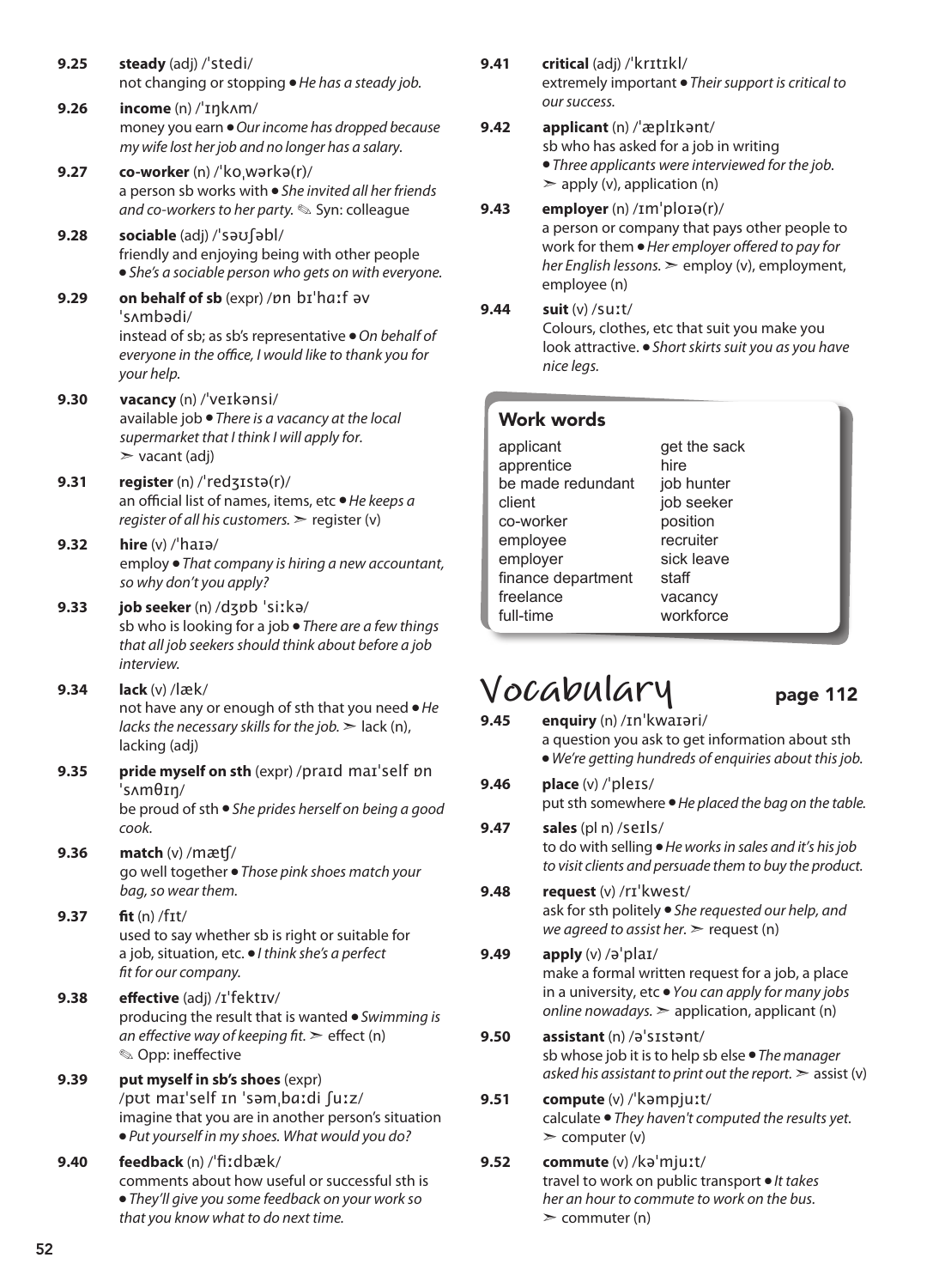**9.25** **steady** (adj) /ˈstedi/
not changing or stopping • *He has a steady job.*

**9.26** **income** (n) /ˈɪŋkʌm/
money you earn • *Our income has dropped because my wife lost her job and no longer has a salary.*

**9.27** **co-worker** (n) /ˈkoˌwərkə(r)/
a person sb works with • *She invited all her friends and co-workers to her party.* ✎ Syn: colleague

**9.28** **sociable** (adj) /ˈsəʊʃəbl/
friendly and enjoying being with other people • *She's a sociable person who gets on with everyone.*

**9.29** **on behalf of sb** (expr) /ɒn bɪˈhɑːf əv ˈsʌmbədi/
instead of sb; as sb's representative • *On behalf of everyone in the office, I would like to thank you for your help.*

**9.30** **vacancy** (n) /ˈveɪkənsi/
available job • *There is a vacancy at the local supermarket that I think I will apply for.*
➣ vacant (adj)

**9.31** **register** (n) /ˈredʒɪstə(r)/
an official list of names, items, etc • *He keeps a register of all his customers.* ➣ register (v)

**9.32** **hire** (v) /ˈhaɪə/
employ • *That company is hiring a new accountant, so why don't you apply?*

**9.33** **job seeker** (n) /dʒɒb ˈsiːkə/
sb who is looking for a job • *There are a few things that all job seekers should think about before a job interview.*

**9.34** **lack** (v) /læk/
not have any or enough of sth that you need • *He lacks the necessary skills for the job.* ➣ lack (n), lacking (adj)

**9.35** **pride myself on sth** (expr) /praɪd maɪˈself ɒn ˈsʌmθɪŋ/
be proud of sth • *She prides herself on being a good cook.*

**9.36** **match** (v) /mætʃ/
go well together • *Those pink shoes match your bag, so wear them.*

**9.37** **fit** (n) /fɪt/
used to say whether sb is right or suitable for a job, situation, etc. • *I think she's a perfect fit for our company.*

**9.38** **effective** (adj) /ɪˈfektɪv/
producing the result that is wanted • *Swimming is an effective way of keeping fit.* ➣ effect (n)
✎ Opp: ineffective

**9.39** **put myself in sb's shoes** (expr) /pʊt maɪˈself ɪn ˈsəmˌbɑːdi ʃuːz/
imagine that you are in another person's situation • *Put yourself in my shoes. What would you do?*

**9.40** **feedback** (n) /ˈfiːdbæk/
comments about how useful or successful sth is • *They'll give you some feedback on your work so that you know what to do next time.*

**9.41** **critical** (adj) /ˈkrɪtɪkl/
extremely important • *Their support is critical to our success.*

**9.42** **applicant** (n) /ˈæplɪkənt/
sb who has asked for a job in writing • *Three applicants were interviewed for the job.*
➣ apply (v), application (n)

**9.43** **employer** (n) /ɪmˈplɔɪə(r)/
a person or company that pays other people to work for them • *Her employer offered to pay for her English lessons.* ➣ employ (v), employment, employee (n)

**9.44** **suit** (v) /suːt/
Colours, clothes, etc that suit you make you look attractive. • *Short skirts suit you as you have nice legs.*

### Work words

| | |
|---|---|
| applicant | get the sack |
| apprentice | hire |
| be made redundant | job hunter |
| client | job seeker |
| co-worker | position |
| employee | recruiter |
| employer | sick leave |
| finance department | staff |
| freelance | vacancy |
| full-time | workforce |

# Vocabulary page 112

**9.45** **enquiry** (n) /ɪnˈkwaɪəri/
a question you ask to get information about sth • *We're getting hundreds of enquiries about this job.*

**9.46** **place** (v) /ˈpleɪs/
put sth somewhere • *He placed the bag on the table.*

**9.47** **sales** (pl n) /seɪls/
to do with selling • *He works in sales and it's his job to visit clients and persuade them to buy the product.*

**9.48** **request** (v) /rɪˈkwest/
ask for sth politely • *She requested our help, and we agreed to assist her.* ➣ request (n)

**9.49** **apply** (v) /əˈplaɪ/
make a formal written request for a job, a place in a university, etc • *You can apply for many jobs online nowadays.* ➣ application, applicant (n)

**9.50** **assistant** (n) /əˈsɪstənt/
sb whose job it is to help sb else • *The manager asked his assistant to print out the report.* ➣ assist (v)

**9.51** **compute** (v) /ˈkəmpjuːt/
calculate • *They haven't computed the results yet.*
➣ computer (v)

**9.52** **commute** (v) /kəˈmjuːt/
travel to work on public transport • *It takes her an hour to commute to work on the bus.*
➣ commuter (n)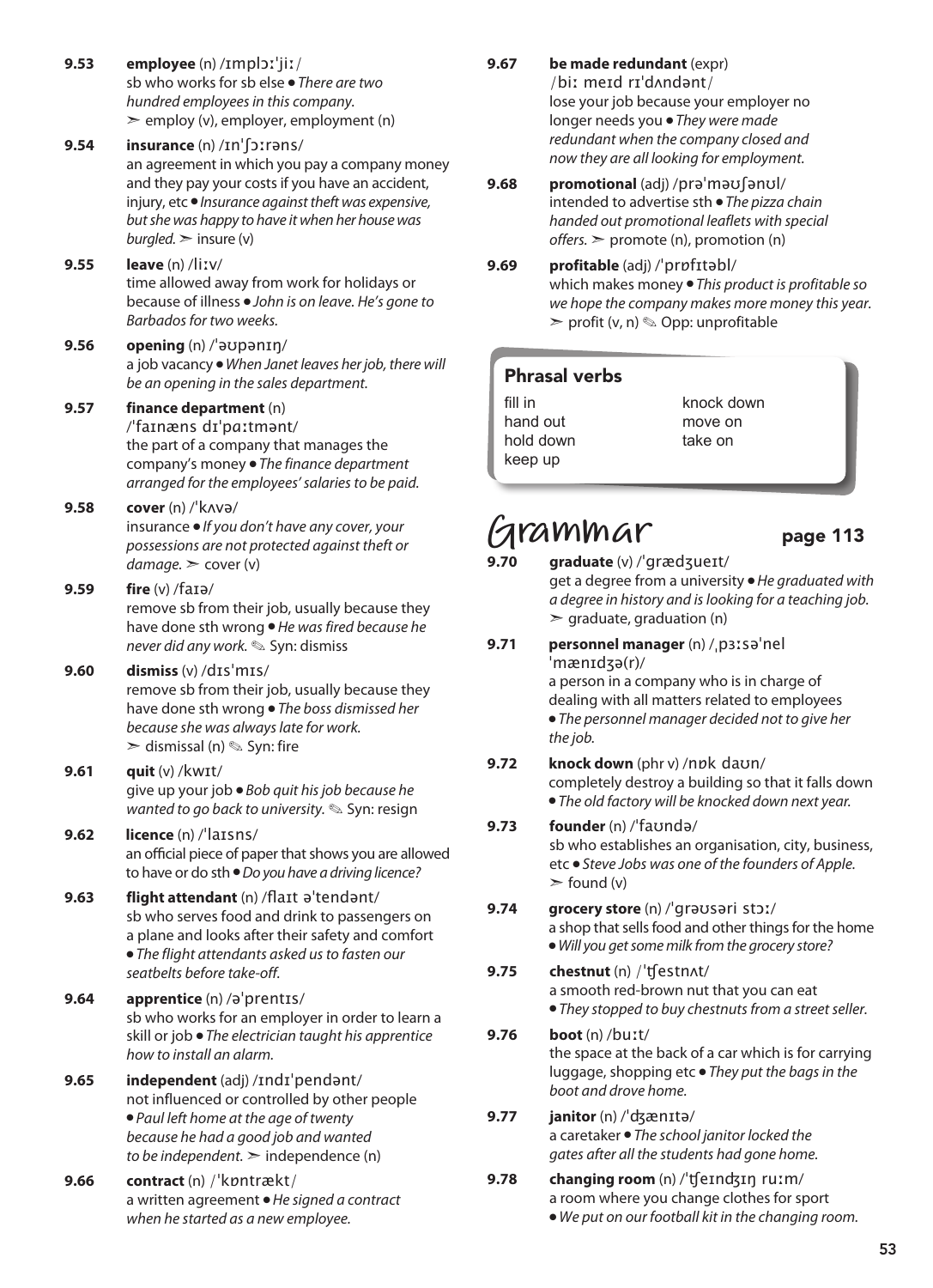**9.53** **employee** (n) /ɪmplɔːˈjiː/
sb who works for sb else ● *There are two hundred employees in this company.*
➢ employ (v), employer, employment (n)

**9.54** **insurance** (n) /ɪnˈʃɔːrəns/
an agreement in which you pay a company money and they pay your costs if you have an accident, injury, etc ● *Insurance against theft was expensive, but she was happy to have it when her house was burgled.* ➢ insure (v)

**9.55** **leave** (n) /liːv/
time allowed away from work for holidays or because of illness ● *John is on leave. He's gone to Barbados for two weeks.*

**9.56** **opening** (n) /ˈəʊpənɪŋ/
a job vacancy ● *When Janet leaves her job, there will be an opening in the sales department.*

**9.57** **finance department** (n)
/ˈfaɪnæns dɪˈpɑːtmənt/
the part of a company that manages the company's money ● *The finance department arranged for the employees' salaries to be paid.*

**9.58** **cover** (n) /ˈkʌvə/
insurance ● *If you don't have any cover, your possessions are not protected against theft or damage.* ➢ cover (v)

**9.59** **fire** (v) /faɪə/
remove sb from their job, usually because they have done sth wrong ● *He was fired because he never did any work.* ✎ Syn: dismiss

**9.60** **dismiss** (v) /dɪsˈmɪs/
remove sb from their job, usually because they have done sth wrong ● *The boss dismissed her because she was always late for work.*
➢ dismissal (n) ✎ Syn: fire

**9.61** **quit** (v) /kwɪt/
give up your job ● *Bob quit his job because he wanted to go back to university.* ✎ Syn: resign

**9.62** **licence** (n) /ˈlaɪsns/
an official piece of paper that shows you are allowed to have or do sth ● *Do you have a driving licence?*

**9.63** **flight attendant** (n) /flaɪt əˈtendənt/
sb who serves food and drink to passengers on a plane and looks after their safety and comfort
● *The flight attendants asked us to fasten our seatbelts before take-off.*

**9.64** **apprentice** (n) /əˈprentɪs/
sb who works for an employer in order to learn a skill or job ● *The electrician taught his apprentice how to install an alarm.*

**9.65** **independent** (adj) /ɪndɪˈpendənt/
not influenced or controlled by other people
● *Paul left home at the age of twenty because he had a good job and wanted to be independent.* ➢ independence (n)

**9.66** **contract** (n) /ˈkɒntrækt/
a written agreement ● *He signed a contract when he started as a new employee.*

**9.67** **be made redundant** (expr)
/biː meɪd rɪˈdʌndənt/
lose your job because your employer no longer needs you ● *They were made redundant when the company closed and now they are all looking for employment.*

**9.68** **promotional** (adj) /prəˈməʊʃənʊl/
intended to advertise sth ● *The pizza chain handed out promotional leaflets with special offers.* ➢ promote (n), promotion (n)

**9.69** **profitable** (adj) /ˈprɒfɪtəbl/
which makes money ● *This product is profitable so we hope the company makes more money this year.*
➢ profit (v, n) ✎ Opp: unprofitable

### Phrasal verbs

| | |
|---|---|
| fill in | knock down |
| hand out | move on |
| hold down | take on |
| keep up | |

## Grammar — page 113

**9.70** **graduate** (v) /ˈgrædʒueɪt/
get a degree from a university ● *He graduated with a degree in history and is looking for a teaching job.*
➢ graduate, graduation (n)

**9.71** **personnel manager** (n) /ˌpɜːsəˈnel ˈmænɪdʒə(r)/
a person in a company who is in charge of dealing with all matters related to employees
● *The personnel manager decided not to give her the job.*

**9.72** **knock down** (phr v) /nɒk daʊn/
completely destroy a building so that it falls down
● *The old factory will be knocked down next year.*

**9.73** **founder** (n) /ˈfaʊndə/
sb who establishes an organisation, city, business, etc ● *Steve Jobs was one of the founders of Apple.*
➢ found (v)

**9.74** **grocery store** (n) /ˈgrəʊsəri stɔː/
a shop that sells food and other things for the home
● *Will you get some milk from the grocery store?*

**9.75** **chestnut** (n) /ˈtʃestnʌt/
a smooth red-brown nut that you can eat
● *They stopped to buy chestnuts from a street seller.*

**9.76** **boot** (n) /buːt/
the space at the back of a car which is for carrying luggage, shopping etc ● *They put the bags in the boot and drove home.*

**9.77** **janitor** (n) /ˈdʒænɪtə/
a caretaker ● *The school janitor locked the gates after all the students had gone home.*

**9.78** **changing room** (n) /ˈtʃeɪndʒɪŋ ruːm/
a room where you change clothes for sport
● *We put on our football kit in the changing room.*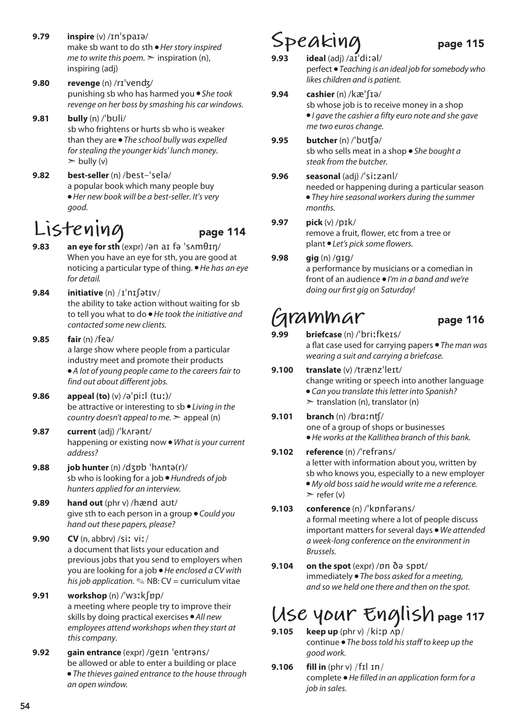**9.79** **inspire** (v) /ɪnˈspaɪə/
make sb want to do sth • *Her story inspired me to write this poem.* ➢ inspiration (n), inspiring (adj)

**9.80** **revenge** (n) /rɪˈvenʤ/
punishing sb who has harmed you • *She took revenge on her boss by smashing his car windows.*

**9.81** **bully** (n) /ˈbʊli/
sb who frightens or hurts sb who is weaker than they are • *The school bully was expelled for stealing the younger kids' lunch money.* ➢ bully (v)

**9.82** **best-seller** (n) /best-ˈselə/
a popular book which many people buy • *Her new book will be a best-seller. It's very good.*

## Listening page 114

**9.83** **an eye for sth** (expr) /ən aɪ fə ˈsʌmθɪŋ/
When you have an eye for sth, you are good at noticing a particular type of thing. • *He has an eye for detail.*

**9.84** **initiative** (n) /ɪˈnɪʃətɪv/
the ability to take action without waiting for sb to tell you what to do • *He took the initiative and contacted some new clients.*

**9.85** **fair** (n) /feə/
a large show where people from a particular industry meet and promote their products • *A lot of young people came to the careers fair to find out about different jobs.*

**9.86** **appeal (to)** (v) /əˈpiːl (tuː)/
be attractive or interesting to sb • *Living in the country doesn't appeal to me.* ➢ appeal (n)

**9.87** **current** (adj) /ˈkʌrənt/
happening or existing now • *What is your current address?*

**9.88** **job hunter** (n) /dʒɒb ˈhʌntə(r)/
sb who is looking for a job • *Hundreds of job hunters applied for an interview.*

**9.89** **hand out** (phr v) /hænd aʊt/
give sth to each person in a group • *Could you hand out these papers, please?*

**9.90** **CV** (n, abbrv) /siː viː/
a document that lists your education and previous jobs that you send to employers when you are looking for a job • *He enclosed a CV with his job application.* ✎ NB: CV = curriculum vitae

**9.91** **workshop** (n) /ˈwɜːkʃɒp/
a meeting where people try to improve their skills by doing practical exercises • *All new employees attend workshops when they start at this company.*

**9.92** **gain entrance** (expr) /geɪn ˈentrəns/
be allowed or able to enter a building or place • *The thieves gained entrance to the house through an open window.*

## Speaking page 115

**9.93** **ideal** (adj) /aɪˈdiːəl/
perfect • *Teaching is an ideal job for somebody who likes children and is patient.*

**9.94** **cashier** (n) /kæˈʃɪə/
sb whose job is to receive money in a shop • *I gave the cashier a fifty euro note and she gave me two euros change.*

**9.95** **butcher** (n) /ˈbʊʧə/
sb who sells meat in a shop • *She bought a steak from the butcher.*

**9.96** **seasonal** (adj) /ˈsiːzənl/
needed or happening during a particular season • *They hire seasonal workers during the summer months.*

**9.97** **pick** (v) /pɪk/
remove a fruit, flower, etc from a tree or plant • *Let's pick some flowers.*

**9.98** **gig** (n) /gɪg/
a performance by musicians or a comedian in front of an audience • *I'm in a band and we're doing our first gig on Saturday!*

## Grammar page 116

**9.99** **briefcase** (n) /ˈbriːfkeɪs/
a flat case used for carrying papers • *The man was wearing a suit and carrying a briefcase.*

**9.100** **translate** (v) /trænzˈleɪt/
change writing or speech into another language • *Can you translate this letter into Spanish?* ➢ translation (n), translator (n)

**9.101** **branch** (n) /brɑːnʧ/
one of a group of shops or businesses • *He works at the Kallithea branch of this bank.*

**9.102** **reference** (n) /ˈrefrəns/
a letter with information about you, written by sb who knows you, especially to a new employer • *My old boss said he would write me a reference.* ➢ refer (v)

**9.103** **conference** (n) /ˈkɒnfərəns/
a formal meeting where a lot of people discuss important matters for several days • *We attended a week-long conference on the environment in Brussels.*

**9.104** **on the spot** (expr) /ɒn ðə spɒt/
immediately • *The boss asked for a meeting, and so we held one there and then on the spot.*

## Use your English page 117

**9.105** **keep up** (phr v) /kiːp ʌp/
continue • *The boss told his staff to keep up the good work.*

**9.106** **fill in** (phr v) /fɪl ɪn/
complete • *He filled in an application form for a job in sales.*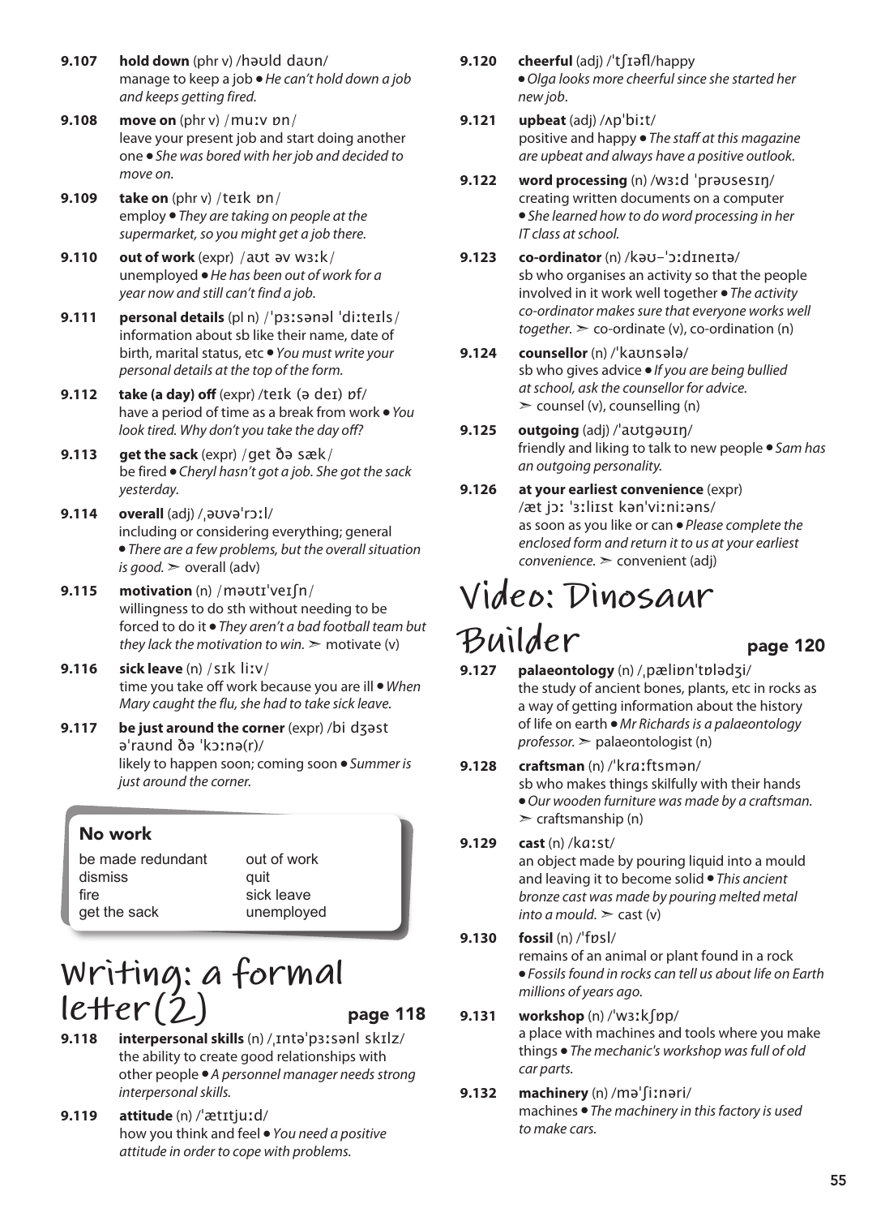**9.107** **hold down** (phr v) /həʊld daʊn/
manage to keep a job • *He can't hold down a job and keeps getting fired.*

**9.108** **move on** (phr v) /muːv ɒn/
leave your present job and start doing another one • *She was bored with her job and decided to move on.*

**9.109** **take on** (phr v) /teɪk ɒn/
employ • *They are taking on people at the supermarket, so you might get a job there.*

**9.110** **out of work** (expr) /aʊt əv wɜːk/
unemployed • *He has been out of work for a year now and still can't find a job.*

**9.111** **personal details** (pl n) /ˈpɜːsənəl ˈdiːteɪls/
information about sb like their name, date of birth, marital status, etc • *You must write your personal details at the top of the form.*

**9.112** **take (a day) off** (expr) /teɪk (ə deɪ) ɒf/
have a period of time as a break from work • *You look tired. Why don't you take the day off?*

**9.113** **get the sack** (expr) /get ðə sæk/
be fired • *Cheryl hasn't got a job. She got the sack yesterday.*

**9.114** **overall** (adj) /ˌəʊvəˈrɔːl/
including or considering everything; general • *There are a few problems, but the overall situation is good.* ➢ overall (adv)

**9.115** **motivation** (n) /məʊtɪˈveɪʃn/
willingness to do sth without needing to be forced to do it • *They aren't a bad football team but they lack the motivation to win.* ➢ motivate (v)

**9.116** **sick leave** (n) /sɪk liːv/
time you take off work because you are ill • *When Mary caught the flu, she had to take sick leave.*

**9.117** **be just around the corner** (expr) /bi dʒəst əˈraʊnd ðə ˈkɔːnə(r)/
likely to happen soon; coming soon • *Summer is just around the corner.*

### No work

| | |
|---|---|
| be made redundant | out of work |
| dismiss | quit |
| fire | sick leave |
| get the sack | unemployed |

## Writing: a formal letter (2) page 118

**9.118** **interpersonal skills** (n) /ˌɪntəˈpɜːsənl skɪlz/
the ability to create good relationships with other people • *A personnel manager needs strong interpersonal skills.*

**9.119** **attitude** (n) /ˈætɪtjuːd/
how you think and feel • *You need a positive attitude in order to cope with problems.*

**9.120** **cheerful** (adj) /ˈtʃɪəfl/happy
• *Olga looks more cheerful since she started her new job.*

**9.121** **upbeat** (adj) /ʌpˈbiːt/
positive and happy • *The staff at this magazine are upbeat and always have a positive outlook.*

**9.122** **word processing** (n) /wɜːd ˈprəʊsesɪŋ/
creating written documents on a computer • *She learned how to do word processing in her IT class at school.*

**9.123** **co-ordinator** (n) /kəʊ–ˈɔːdɪneɪtə/
sb who organises an activity so that the people involved in it work well together • *The activity co-ordinator makes sure that everyone works well together.* ➢ co-ordinate (v), co-ordination (n)

**9.124** **counsellor** (n) /ˈkaʊnsələ/
sb who gives advice • *If you are being bullied at school, ask the counsellor for advice.* ➢ counsel (v), counselling (n)

**9.125** **outgoing** (adj) /ˈaʊtgəʊɪŋ/
friendly and liking to talk to new people • *Sam has an outgoing personality.*

**9.126** **at your earliest convenience** (expr) /æt jɔː ˈɜːliɪst kənˈviːniːəns/
as soon as you like or can • *Please complete the enclosed form and return it to us at your earliest convenience.* ➢ convenient (adj)

## Video: Dinosaur Builder page 120

**9.127** **palaeontology** (n) /ˌpæliɒnˈtɒlədʒi/
the study of ancient bones, plants, etc in rocks as a way of getting information about the history of life on earth • *Mr Richards is a palaeontology professor.* ➢ palaeontologist (n)

**9.128** **craftsman** (n) /ˈkrɑːftsmən/
sb who makes things skilfully with their hands • *Our wooden furniture was made by a craftsman.* ➢ craftsmanship (n)

**9.129** **cast** (n) /kɑːst/
an object made by pouring liquid into a mould and leaving it to become solid • *This ancient bronze cast was made by pouring melted metal into a mould.* ➢ cast (v)

**9.130** **fossil** (n) /ˈfɒsl/
remains of an animal or plant found in a rock • *Fossils found in rocks can tell us about life on Earth millions of years ago.*

**9.131** **workshop** (n) /ˈwɜːkʃɒp/
a place with machines and tools where you make things • *The mechanic's workshop was full of old car parts.*

**9.132** **machinery** (n) /məˈʃiːnəri/
machines • *The machinery in this factory is used to make cars.*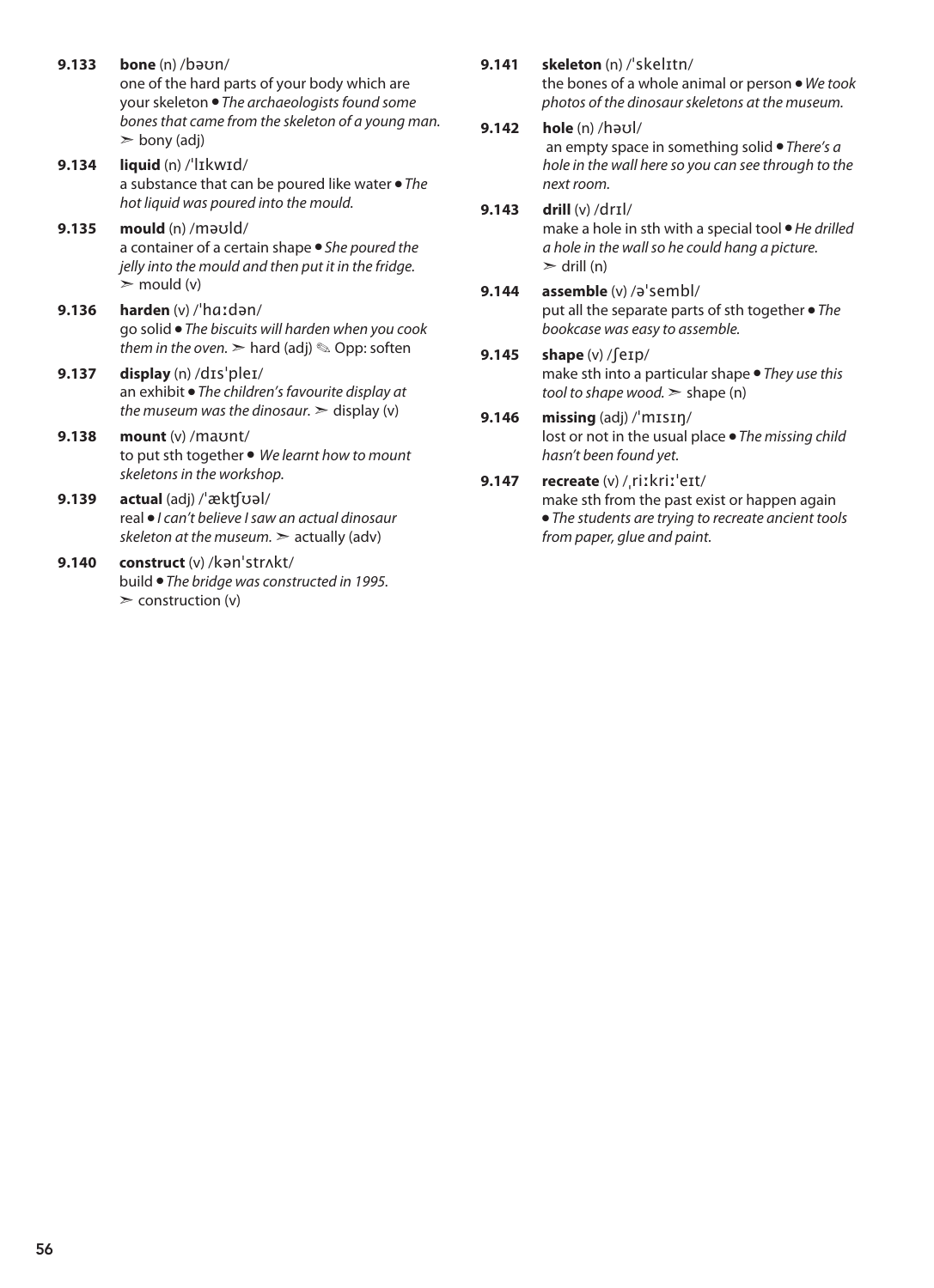**9.133** **bone** (n) /bəʊn/
one of the hard parts of your body which are your skeleton • *The archaeologists found some bones that came from the skeleton of a young man.*
➣ bony (adj)

**9.134** **liquid** (n) /ˈlɪkwɪd/
a substance that can be poured like water • *The hot liquid was poured into the mould.*

**9.135** **mould** (n) /məʊld/
a container of a certain shape • *She poured the jelly into the mould and then put it in the fridge.*
➣ mould (v)

**9.136** **harden** (v) /ˈhɑːdən/
go solid • *The biscuits will harden when you cook them in the oven.* ➣ hard (adj) ✎ Opp: soften

**9.137** **display** (n) /dɪsˈpleɪ/
an exhibit • *The children's favourite display at the museum was the dinosaur.* ➣ display (v)

**9.138** **mount** (v) /maʊnt/
to put sth together • *We learnt how to mount skeletons in the workshop.*

**9.139** **actual** (adj) /ˈækʧʊəl/
real • *I can't believe I saw an actual dinosaur skeleton at the museum.* ➣ actually (adv)

**9.140** **construct** (v) /kənˈstrʌkt/
build • *The bridge was constructed in 1995.*
➣ construction (v)

**9.141** **skeleton** (n) /ˈskelɪtn/
the bones of a whole animal or person • *We took photos of the dinosaur skeletons at the museum.*

**9.142** **hole** (n) /həʊl/
an empty space in something solid • *There's a hole in the wall here so you can see through to the next room.*

**9.143** **drill** (v) /drɪl/
make a hole in sth with a special tool • *He drilled a hole in the wall so he could hang a picture.*
➣ drill (n)

**9.144** **assemble** (v) /əˈsembl/
put all the separate parts of sth together • *The bookcase was easy to assemble.*

**9.145** **shape** (v) /ʃeɪp/
make sth into a particular shape • *They use this tool to shape wood.* ➣ shape (n)

**9.146** **missing** (adj) /ˈmɪsɪŋ/
lost or not in the usual place • *The missing child hasn't been found yet.*

**9.147** **recreate** (v) /ˌriːkriːˈeɪt/
make sth from the past exist or happen again • *The students are trying to recreate ancient tools from paper, glue and paint.*